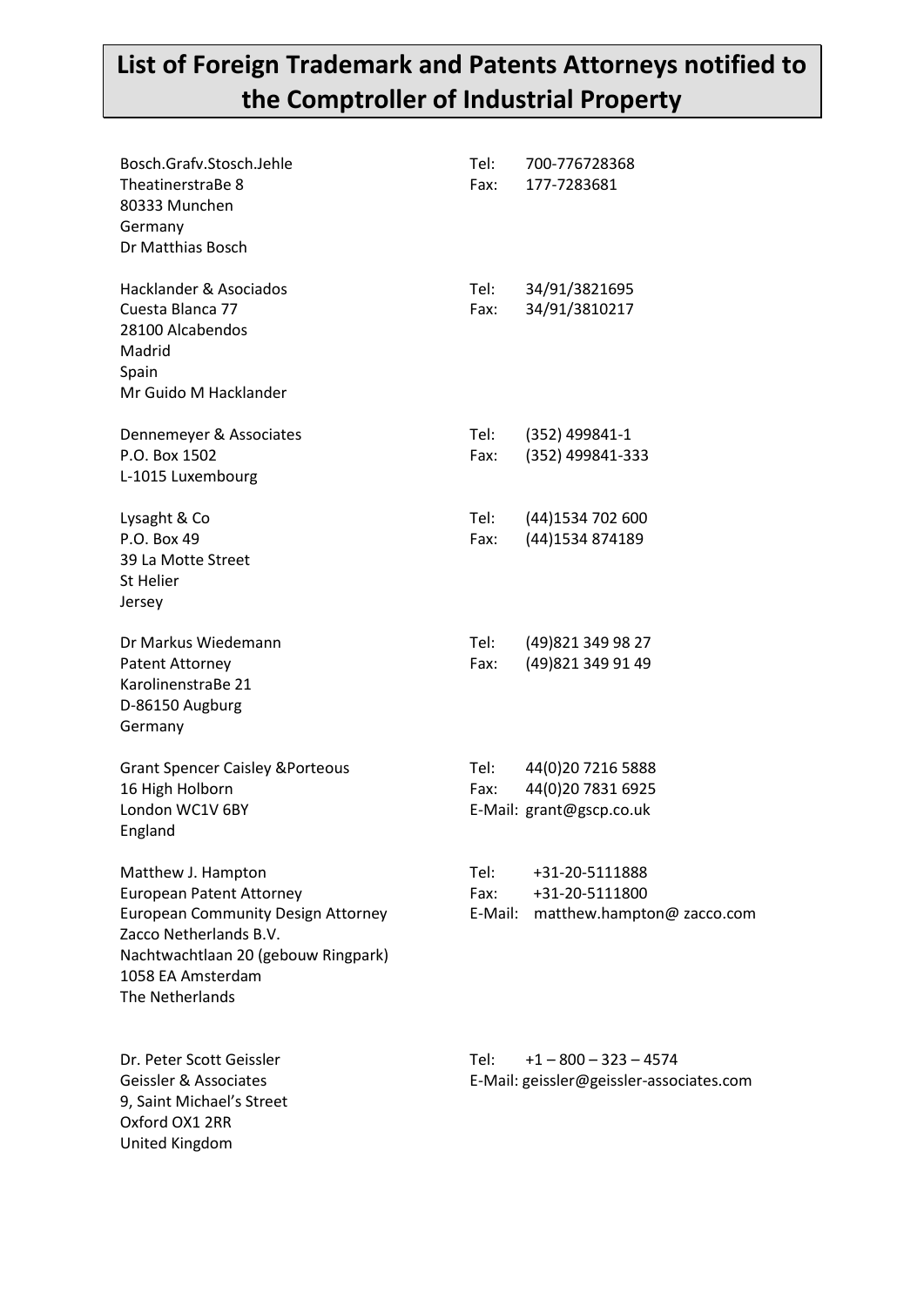# List of Foreign Trademark and Patents Attorneys notified to the Comptroller of Industrial Property

Bosch.Grafv.Stosch.Jehle
TheatinerstraBe 8
80333 Munchen
Germany
Dr Matthias Bosch

Tel: 700-776728368
Fax: 177-7283681

Hacklander & Asociados
Cuesta Blanca 77
28100 Alcabendos
Madrid
Spain
Mr Guido M Hacklander

Tel: 34/91/3821695
Fax: 34/91/3810217

Dennemeyer & Associates
P.O. Box 1502
L-1015 Luxembourg

Tel: (352) 499841-1
Fax: (352) 499841-333

Lysaght & Co
P.O. Box 49
39 La Motte Street
St Helier
Jersey

Tel: (44)1534 702 600
Fax: (44)1534 874189

Dr Markus Wiedemann
Patent Attorney
KarolinenstraBe 21
D-86150 Augburg
Germany

Tel: (49)821 349 98 27
Fax: (49)821 349 91 49

Grant Spencer Caisley &Porteous
16 High Holborn
London WC1V 6BY
England

Tel: 44(0)20 7216 5888
Fax: 44(0)20 7831 6925
E-Mail: grant@gscp.co.uk

Matthew J. Hampton
European Patent Attorney
European Community Design Attorney
Zacco Netherlands B.V.
Nachtwachtlaan 20 (gebouw Ringpark)
1058 EA Amsterdam
The Netherlands

Tel: +31-20-5111888
Fax: +31-20-5111800
E-Mail: matthew.hampton@ zacco.com

Dr. Peter Scott Geissler
Geissler & Associates
9, Saint Michael's Street
Oxford OX1 2RR
United Kingdom

Tel: +1 – 800 – 323 – 4574
E-Mail: geissler@geissler-associates.com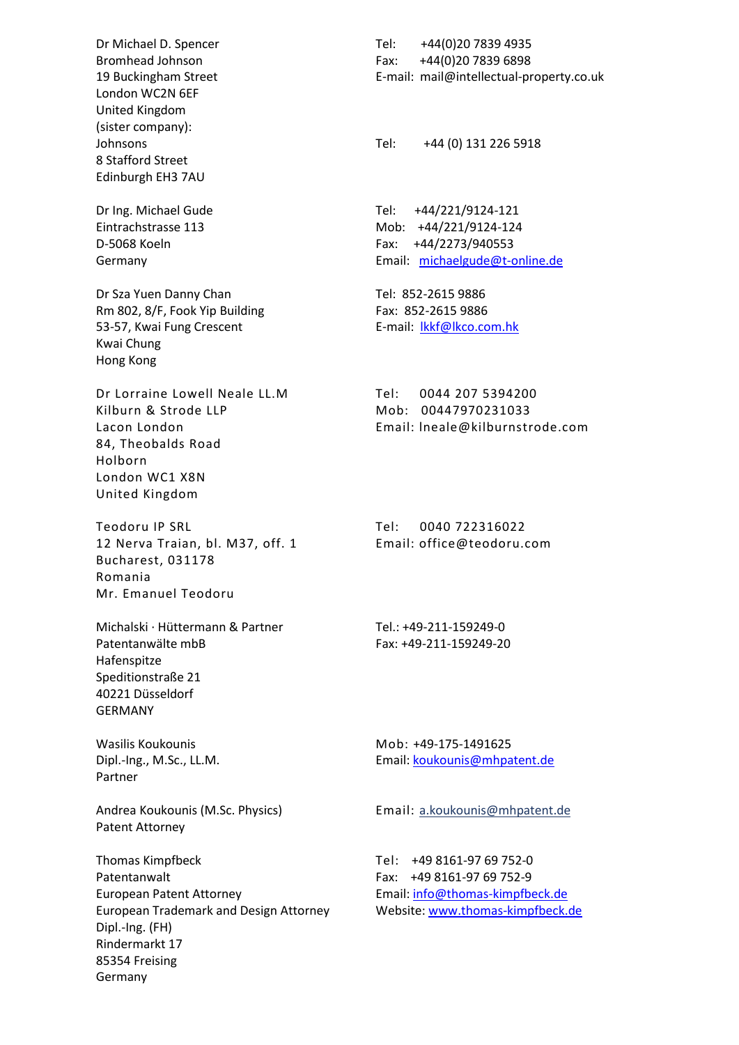Dr Michael D. Spencer
Bromhead Johnson
19 Buckingham Street
London WC2N 6EF
United Kingdom

Tel: +44(0)20 7839 4935
Fax: +44(0)20 7839 6898
E-mail: mail@intellectual-property.co.uk

(sister company):
Johnsons
8 Stafford Street
Edinburgh EH3 7AU

Tel: +44 (0) 131 226 5918

Dr Ing. Michael Gude
Eintrachstrasse 113
D-5068 Koeln
Germany

Tel: +44/221/9124-121
Mob: +44/221/9124-124
Fax: +44/2273/940553
Email: michaelgude@t-online.de

Dr Sza Yuen Danny Chan
Rm 802, 8/F, Fook Yip Building
53-57, Kwai Fung Crescent
Kwai Chung
Hong Kong

Tel: 852-2615 9886
Fax: 852-2615 9886
E-mail: lkkf@lkco.com.hk

Dr Lorraine Lowell Neale LL.M
Kilburn & Strode LLP
Lacon London
84, Theobalds Road
Holborn
London WC1 X8N
United Kingdom

Tel: 0044 207 5394200
Mob: 00447970231033
Email: lneale@kilburnstrode.com

Teodoru IP SRL
12 Nerva Traian, bl. M37, off. 1
Bucharest, 031178
Romania
Mr. Emanuel Teodoru

Tel: 0040 722316022
Email: office@teodoru.com

Michalski · Hüttermann & Partner
Patentanwälte mbB
Hafenspitze
Speditionstraße 21
40221 Düsseldorf
GERMANY

Tel.: +49-211-159249-0
Fax: +49-211-159249-20

Wasilis Koukounis
Dipl.-Ing., M.Sc., LL.M.
Partner

Mob: +49-175-1491625
Email: koukounis@mhpatent.de

Andrea Koukounis (M.Sc. Physics)
Patent Attorney

Email: a.koukounis@mhpatent.de

Thomas Kimpfbeck
Patentanwalt
European Patent Attorney
European Trademark and Design Attorney
Dipl.-Ing. (FH)
Rindermarkt 17
85354 Freising
Germany

Tel: +49 8161-97 69 752-0
Fax: +49 8161-97 69 752-9
Email: info@thomas-kimpfbeck.de
Website: www.thomas-kimpfbeck.de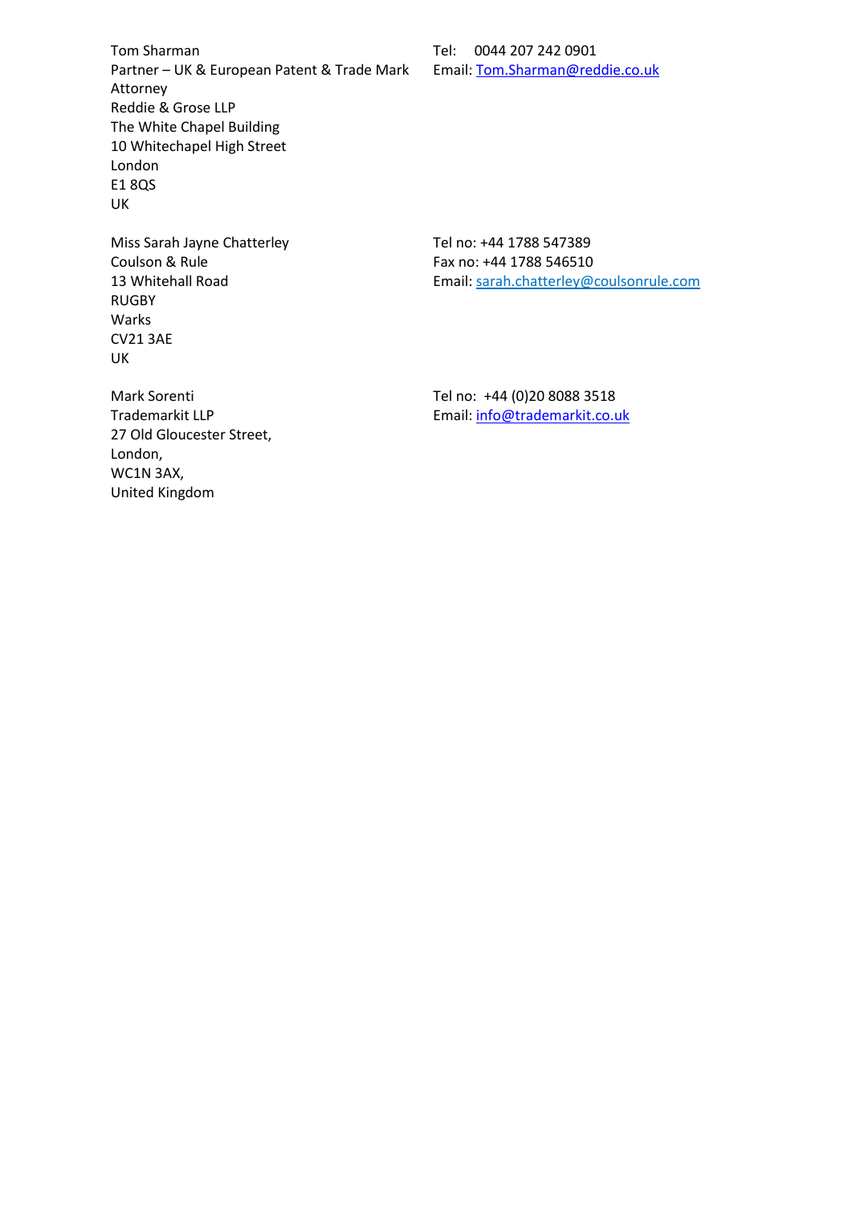Tom Sharman
Partner – UK & European Patent & Trade Mark Attorney
Reddie & Grose LLP
The White Chapel Building
10 Whitechapel High Street
London
E1 8QS
UK

Tel: 0044 207 242 0901
Email: Tom.Sharman@reddie.co.uk

Miss Sarah Jayne Chatterley
Coulson & Rule
13 Whitehall Road
RUGBY
Warks
CV21 3AE
UK

Tel no: +44 1788 547389
Fax no: +44 1788 546510
Email: sarah.chatterley@coulsonrule.com

Mark Sorenti
Trademarkit LLP
27 Old Gloucester Street,
London,
WC1N 3AX,
United Kingdom

Tel no: +44 (0)20 8088 3518
Email: info@trademarkit.co.uk